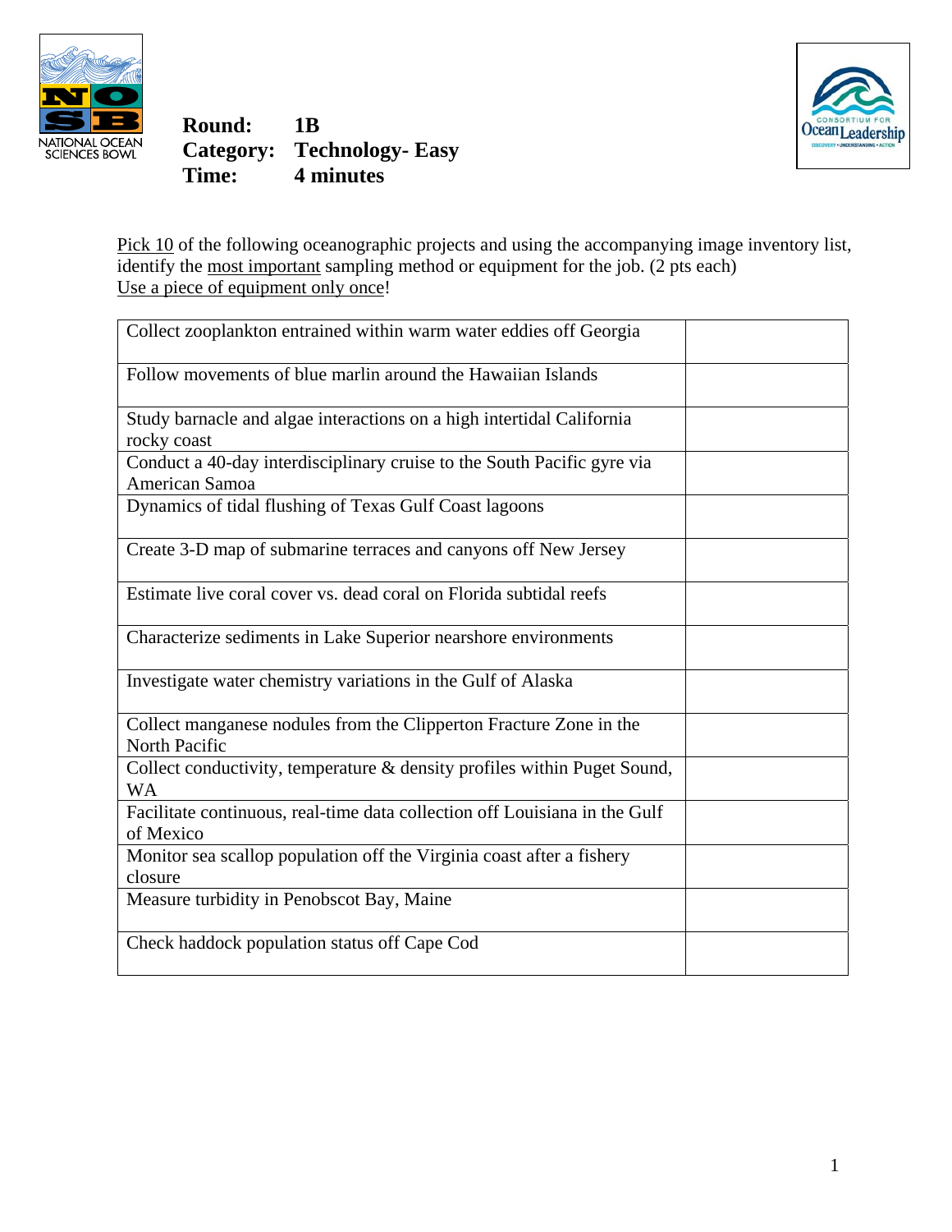**Round:** 1B
**Category:** Technology- Easy
**Time:** 4 minutes

Pick 10 of the following oceanographic projects and using the accompanying image inventory list, identify the most important sampling method or equipment for the job. (2 pts each)
Use a piece of equipment only once!

| | |
|---|---|
| Collect zooplankton entrained within warm water eddies off Georgia | |
| Follow movements of blue marlin around the Hawaiian Islands | |
| Study barnacle and algae interactions on a high intertidal California rocky coast | |
| Conduct a 40-day interdisciplinary cruise to the South Pacific gyre via American Samoa | |
| Dynamics of tidal flushing of Texas Gulf Coast lagoons | |
| Create 3-D map of submarine terraces and canyons off New Jersey | |
| Estimate live coral cover vs. dead coral on Florida subtidal reefs | |
| Characterize sediments in Lake Superior nearshore environments | |
| Investigate water chemistry variations in the Gulf of Alaska | |
| Collect manganese nodules from the Clipperton Fracture Zone in the North Pacific | |
| Collect conductivity, temperature & density profiles within Puget Sound, WA | |
| Facilitate continuous, real-time data collection off Louisiana in the Gulf of Mexico | |
| Monitor sea scallop population off the Virginia coast after a fishery closure | |
| Measure turbidity in Penobscot Bay, Maine | |
| Check haddock population status off Cape Cod | |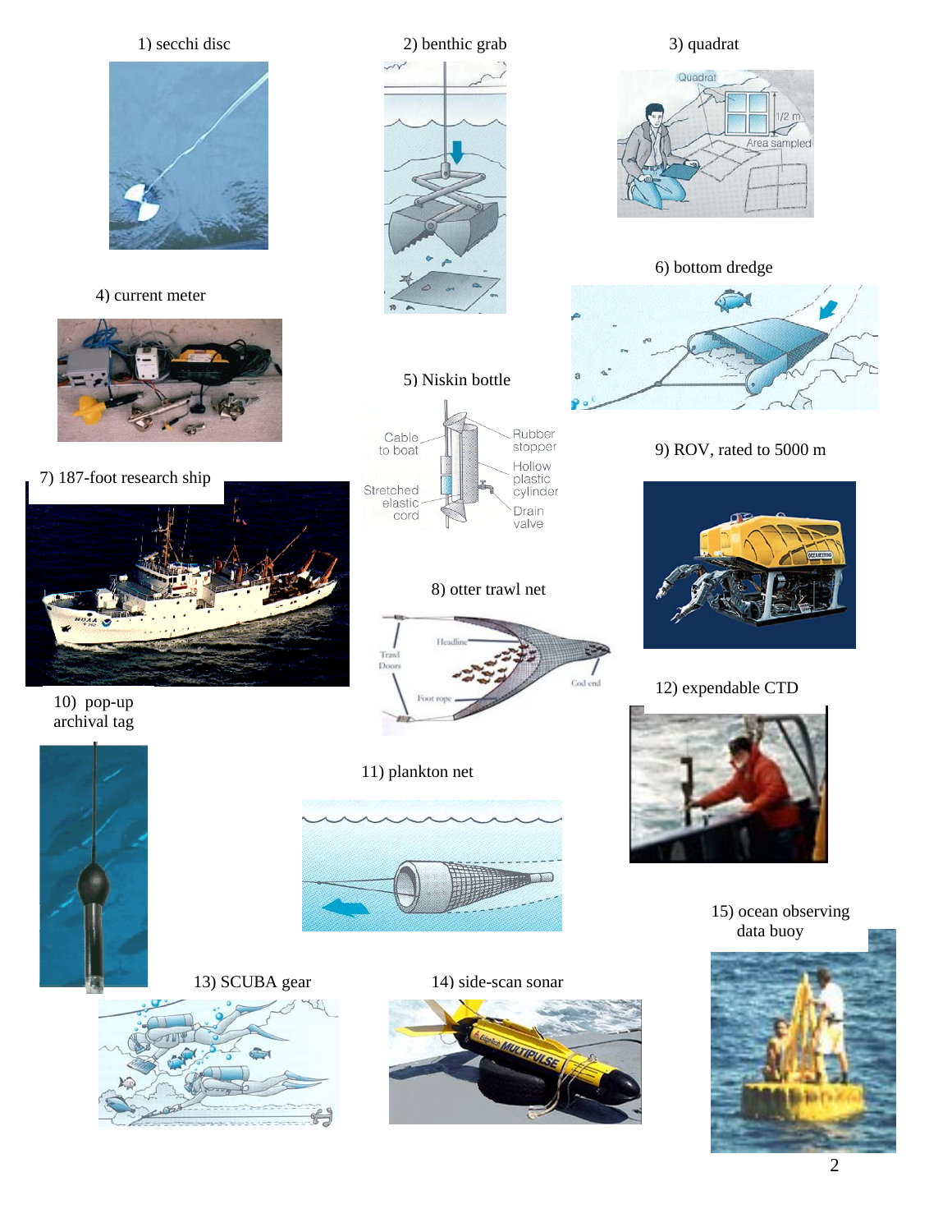1) secchi disc

2) benthic grab

3) quadrat

Quadrat

1/2 m

Area sampled

4) current meter

5) Niskin bottle

Cable to boat

Stretched elastic cord

Rubber stopper

Hollow plastic cylinder

Drain valve

6) bottom dredge

7) 187-foot research ship

8) otter trawl net

Headline

Trawl Doors

Foot rope

Cod end

9) ROV, rated to 5000 m

10) pop-up archival tag

11) plankton net

12) expendable CTD

13) SCUBA gear

14) side-scan sonar

15) ocean observing data buoy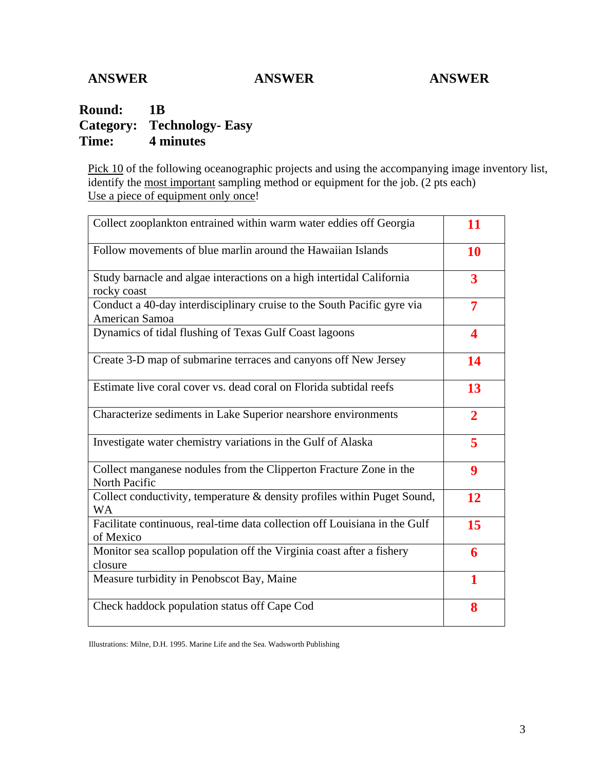**ANSWER** **ANSWER** **ANSWER**

**Round:** **1B**
**Category:** **Technology- Easy**
**Time:** **4 minutes**

Pick 10 of the following oceanographic projects and using the accompanying image inventory list, identify the most important sampling method or equipment for the job. (2 pts each)
Use a piece of equipment only once!

| | |
|---|---|
| Collect zooplankton entrained within warm water eddies off Georgia | **11** |
| Follow movements of blue marlin around the Hawaiian Islands | **10** |
| Study barnacle and algae interactions on a high intertidal California rocky coast | **3** |
| Conduct a 40-day interdisciplinary cruise to the South Pacific gyre via American Samoa | **7** |
| Dynamics of tidal flushing of Texas Gulf Coast lagoons | **4** |
| Create 3-D map of submarine terraces and canyons off New Jersey | **14** |
| Estimate live coral cover vs. dead coral on Florida subtidal reefs | **13** |
| Characterize sediments in Lake Superior nearshore environments | **2** |
| Investigate water chemistry variations in the Gulf of Alaska | **5** |
| Collect manganese nodules from the Clipperton Fracture Zone in the North Pacific | **9** |
| Collect conductivity, temperature & density profiles within Puget Sound, WA | **12** |
| Facilitate continuous, real-time data collection off Louisiana in the Gulf of Mexico | **15** |
| Monitor sea scallop population off the Virginia coast after a fishery closure | **6** |
| Measure turbidity in Penobscot Bay, Maine | **1** |
| Check haddock population status off Cape Cod | **8** |

Illustrations: Milne, D.H. 1995. Marine Life and the Sea. Wadsworth Publishing